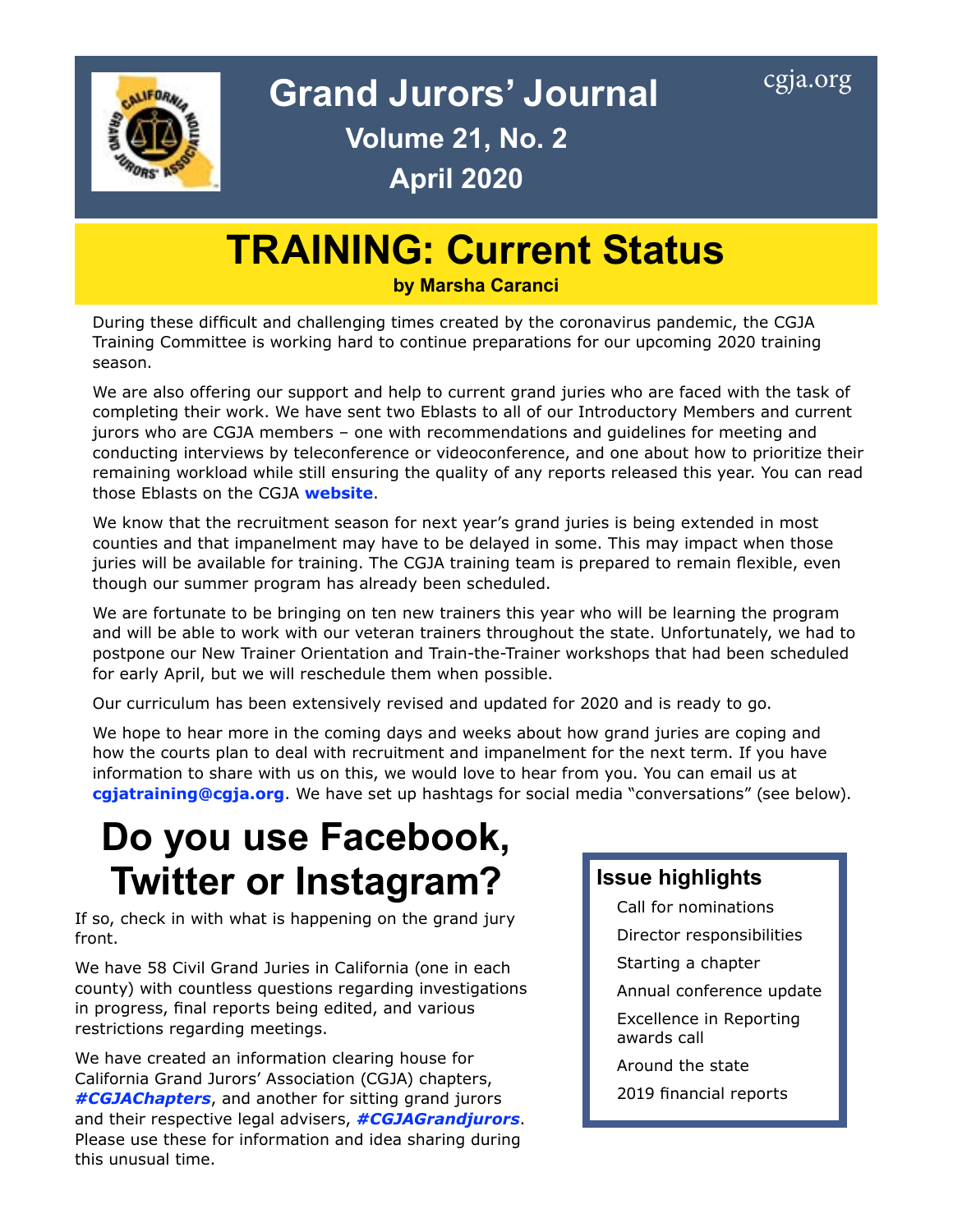# Grand Jurors' Journal

**Volume 21, No. 2**

**April 2020**

cgja.org

# TRAINING: Current Status

**by Marsha Caranci**

During these difficult and challenging times created by the coronavirus pandemic, the CGJA Training Committee is working hard to continue preparations for our upcoming 2020 training season.

We are also offering our support and help to current grand juries who are faced with the task of completing their work. We have sent two Eblasts to all of our Introductory Members and current jurors who are CGJA members – one with recommendations and guidelines for meeting and conducting interviews by teleconference or videoconference, and one about how to prioritize their remaining workload while still ensuring the quality of any reports released this year. You can read those Eblasts on the CGJA **website**.

We know that the recruitment season for next year's grand juries is being extended in most counties and that impanelment may have to be delayed in some. This may impact when those juries will be available for training. The CGJA training team is prepared to remain flexible, even though our summer program has already been scheduled.

We are fortunate to be bringing on ten new trainers this year who will be learning the program and will be able to work with our veteran trainers throughout the state. Unfortunately, we had to postpone our New Trainer Orientation and Train-the-Trainer workshops that had been scheduled for early April, but we will reschedule them when possible.

Our curriculum has been extensively revised and updated for 2020 and is ready to go.

We hope to hear more in the coming days and weeks about how grand juries are coping and how the courts plan to deal with recruitment and impanelment for the next term. If you have information to share with us on this, we would love to hear from you. You can email us at **cgjatraining@cgja.org**. We have set up hashtags for social media "conversations" (see below).

# Do you use Facebook, Twitter or Instagram?

If so, check in with what is happening on the grand jury front.

We have 58 Civil Grand Juries in California (one in each county) with countless questions regarding investigations in progress, final reports being edited, and various restrictions regarding meetings.

We have created an information clearing house for California Grand Jurors' Association (CGJA) chapters, ***#CGJAChapters***, and another for sitting grand jurors and their respective legal advisers, ***#CGJAGrandjurors***. Please use these for information and idea sharing during this unusual time.

### Issue highlights

- Call for nominations
- Director responsibilities
- Starting a chapter
- Annual conference update
- Excellence in Reporting awards call
- Around the state
- 2019 financial reports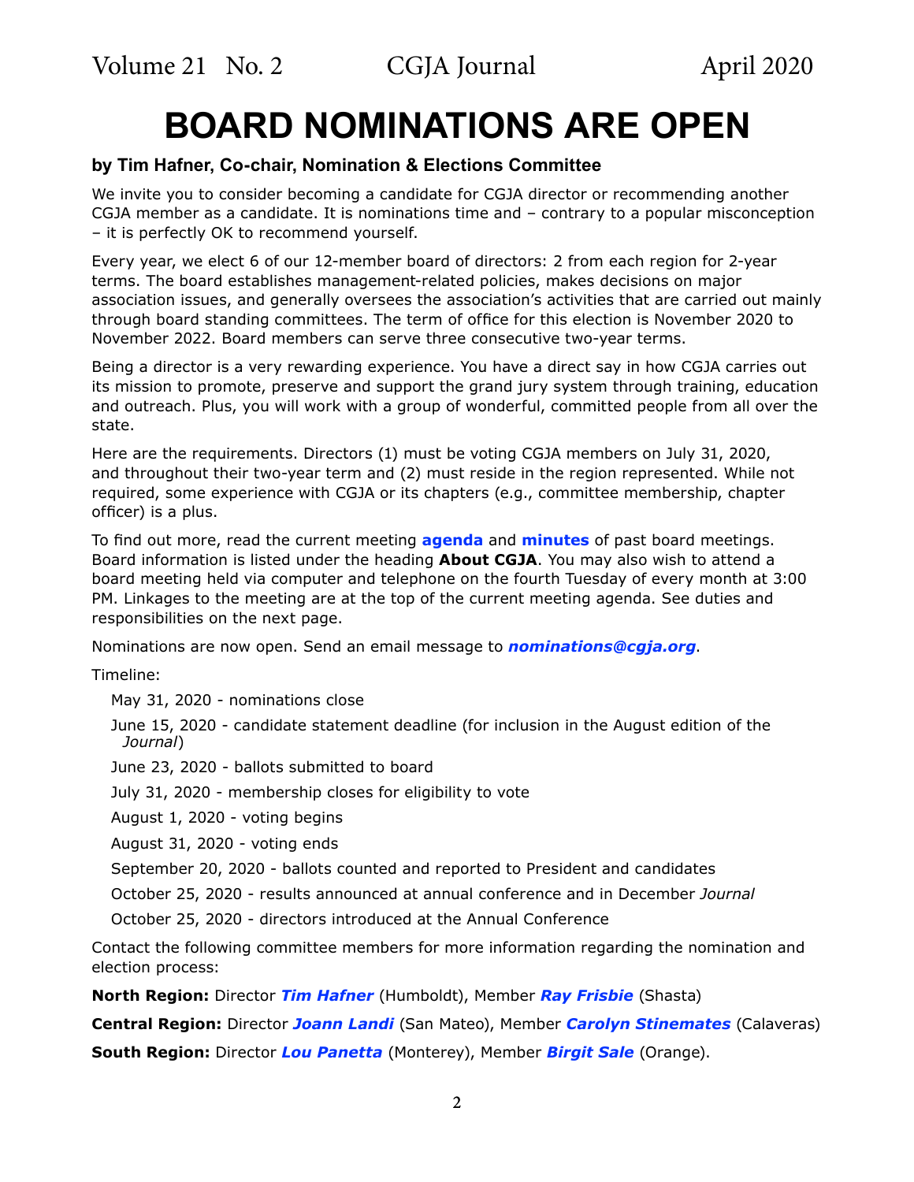# BOARD NOMINATIONS ARE OPEN

**by Tim Hafner, Co-chair, Nomination & Elections Committee**

We invite you to consider becoming a candidate for CGJA director or recommending another CGJA member as a candidate. It is nominations time and – contrary to a popular misconception – it is perfectly OK to recommend yourself.

Every year, we elect 6 of our 12-member board of directors: 2 from each region for 2-year terms. The board establishes management-related policies, makes decisions on major association issues, and generally oversees the association's activities that are carried out mainly through board standing committees. The term of office for this election is November 2020 to November 2022. Board members can serve three consecutive two-year terms.

Being a director is a very rewarding experience. You have a direct say in how CGJA carries out its mission to promote, preserve and support the grand jury system through training, education and outreach. Plus, you will work with a group of wonderful, committed people from all over the state.

Here are the requirements. Directors (1) must be voting CGJA members on July 31, 2020, and throughout their two-year term and (2) must reside in the region represented. While not required, some experience with CGJA or its chapters (e.g., committee membership, chapter officer) is a plus.

To find out more, read the current meeting **agenda** and **minutes** of past board meetings. Board information is listed under the heading **About CGJA**. You may also wish to attend a board meeting held via computer and telephone on the fourth Tuesday of every month at 3:00 PM. Linkages to the meeting are at the top of the current meeting agenda. See duties and responsibilities on the next page.

Nominations are now open. Send an email message to ***nominations@cgja.org***.

Timeline:

- May 31, 2020 - nominations close
- June 15, 2020 - candidate statement deadline (for inclusion in the August edition of the *Journal*)
- June 23, 2020 - ballots submitted to board
- July 31, 2020 - membership closes for eligibility to vote
- August 1, 2020 - voting begins
- August 31, 2020 - voting ends
- September 20, 2020 - ballots counted and reported to President and candidates
- October 25, 2020 - results announced at annual conference and in December *Journal*
- October 25, 2020 - directors introduced at the Annual Conference

Contact the following committee members for more information regarding the nomination and election process:

**North Region:** Director ***Tim Hafner*** (Humboldt), Member ***Ray Frisbie*** (Shasta)

**Central Region:** Director ***Joann Landi*** (San Mateo), Member ***Carolyn Stinemates*** (Calaveras)

**South Region:** Director ***Lou Panetta*** (Monterey), Member ***Birgit Sale*** (Orange).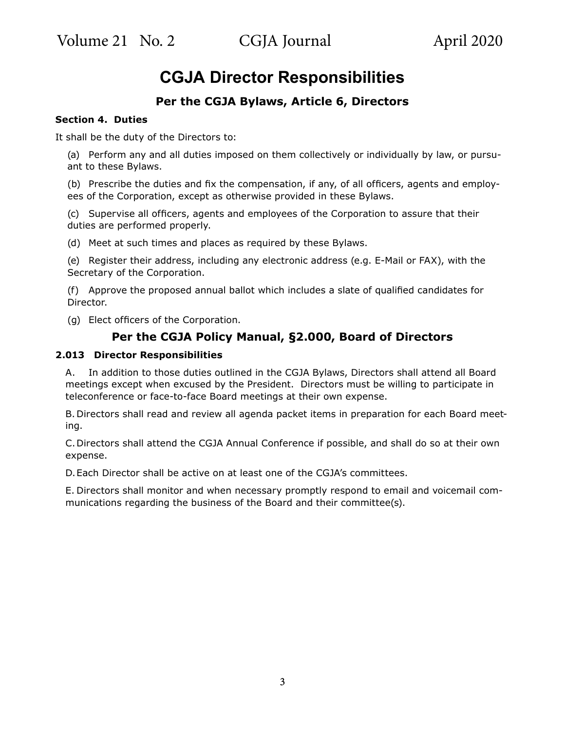# CGJA Director Responsibilities

## Per the CGJA Bylaws, Article 6, Directors

**Section 4. Duties**

It shall be the duty of the Directors to:

(a) Perform any and all duties imposed on them collectively or individually by law, or pursuant to these Bylaws.

(b) Prescribe the duties and fix the compensation, if any, of all officers, agents and employees of the Corporation, except as otherwise provided in these Bylaws.

(c) Supervise all officers, agents and employees of the Corporation to assure that their duties are performed properly.

(d) Meet at such times and places as required by these Bylaws.

(e) Register their address, including any electronic address (e.g. E-Mail or FAX), with the Secretary of the Corporation.

(f) Approve the proposed annual ballot which includes a slate of qualified candidates for Director.

(g) Elect officers of the Corporation.

## Per the CGJA Policy Manual, §2.000, Board of Directors

**2.013 Director Responsibilities**

A. In addition to those duties outlined in the CGJA Bylaws, Directors shall attend all Board meetings except when excused by the President. Directors must be willing to participate in teleconference or face-to-face Board meetings at their own expense.

B. Directors shall read and review all agenda packet items in preparation for each Board meeting.

C. Directors shall attend the CGJA Annual Conference if possible, and shall do so at their own expense.

D. Each Director shall be active on at least one of the CGJA's committees.

E. Directors shall monitor and when necessary promptly respond to email and voicemail communications regarding the business of the Board and their committee(s).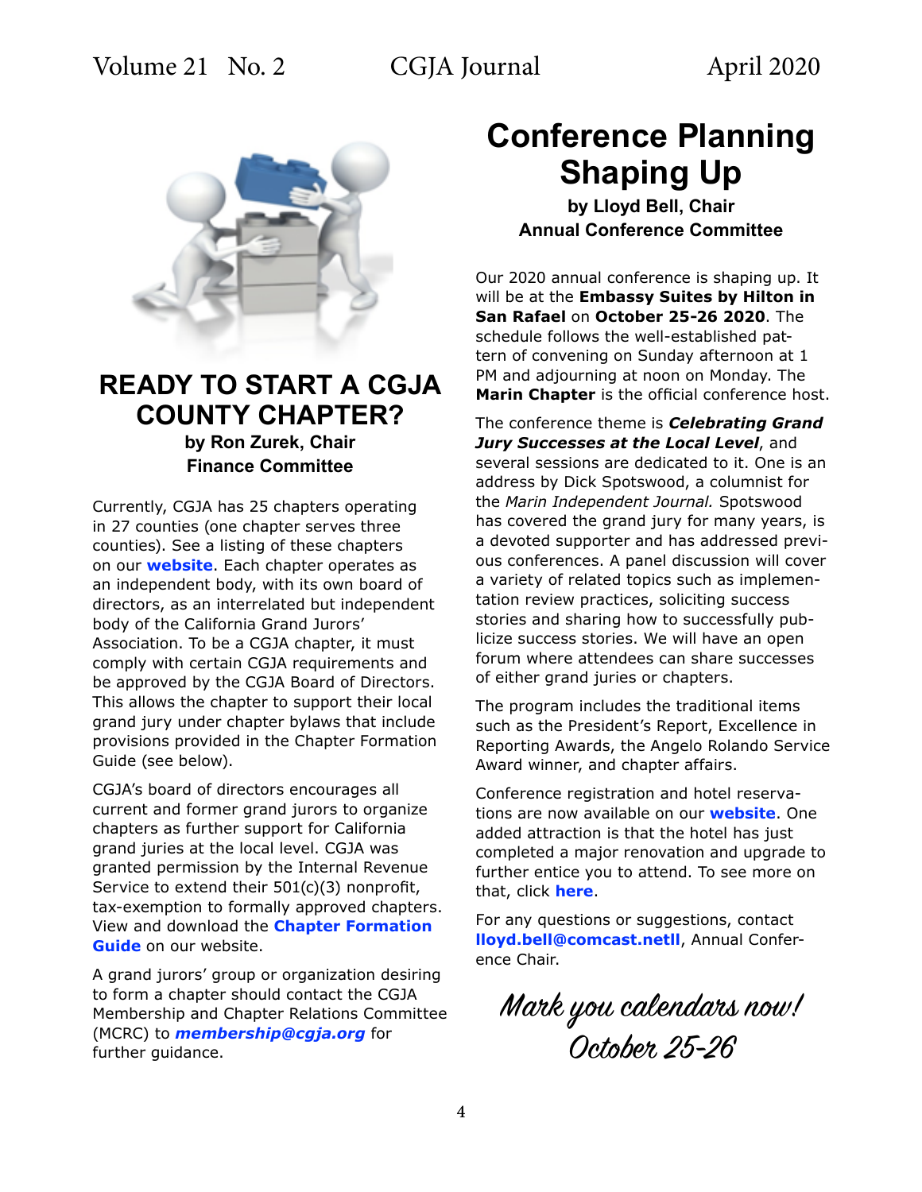# READY TO START A CGJA COUNTY CHAPTER?

**by Ron Zurek, Chair**
**Finance Committee**

Currently, CGJA has 25 chapters operating in 27 counties (one chapter serves three counties). See a listing of these chapters on our **website**. Each chapter operates as an independent body, with its own board of directors, as an interrelated but independent body of the California Grand Jurors' Association. To be a CGJA chapter, it must comply with certain CGJA requirements and be approved by the CGJA Board of Directors. This allows the chapter to support their local grand jury under chapter bylaws that include provisions provided in the Chapter Formation Guide (see below).

CGJA's board of directors encourages all current and former grand jurors to organize chapters as further support for California grand juries at the local level. CGJA was granted permission by the Internal Revenue Service to extend their 501(c)(3) nonprofit, tax-exemption to formally approved chapters. View and download the **Chapter Formation Guide** on our website.

A grand jurors' group or organization desiring to form a chapter should contact the CGJA Membership and Chapter Relations Committee (MCRC) to ***membership@cgja.org*** for further guidance.

# Conference Planning Shaping Up

**by Lloyd Bell, Chair**
**Annual Conference Committee**

Our 2020 annual conference is shaping up. It will be at the **Embassy Suites by Hilton in San Rafael** on **October 25-26 2020**. The schedule follows the well-established pattern of convening on Sunday afternoon at 1 PM and adjourning at noon on Monday. The **Marin Chapter** is the official conference host.

The conference theme is ***Celebrating Grand Jury Successes at the Local Level***, and several sessions are dedicated to it. One is an address by Dick Spotswood, a columnist for the *Marin Independent Journal.* Spotswood has covered the grand jury for many years, is a devoted supporter and has addressed previous conferences. A panel discussion will cover a variety of related topics such as implementation review practices, soliciting success stories and sharing how to successfully publicize success stories. We will have an open forum where attendees can share successes of either grand juries or chapters.

The program includes the traditional items such as the President's Report, Excellence in Reporting Awards, the Angelo Rolando Service Award winner, and chapter affairs.

Conference registration and hotel reservations are now available on our **website**. One added attraction is that the hotel has just completed a major renovation and upgrade to further entice you to attend. To see more on that, click **here**.

For any questions or suggestions, contact **lloyd.bell@comcast.netll**, Annual Conference Chair.

*Mark you calendars now!*
*October 25-26*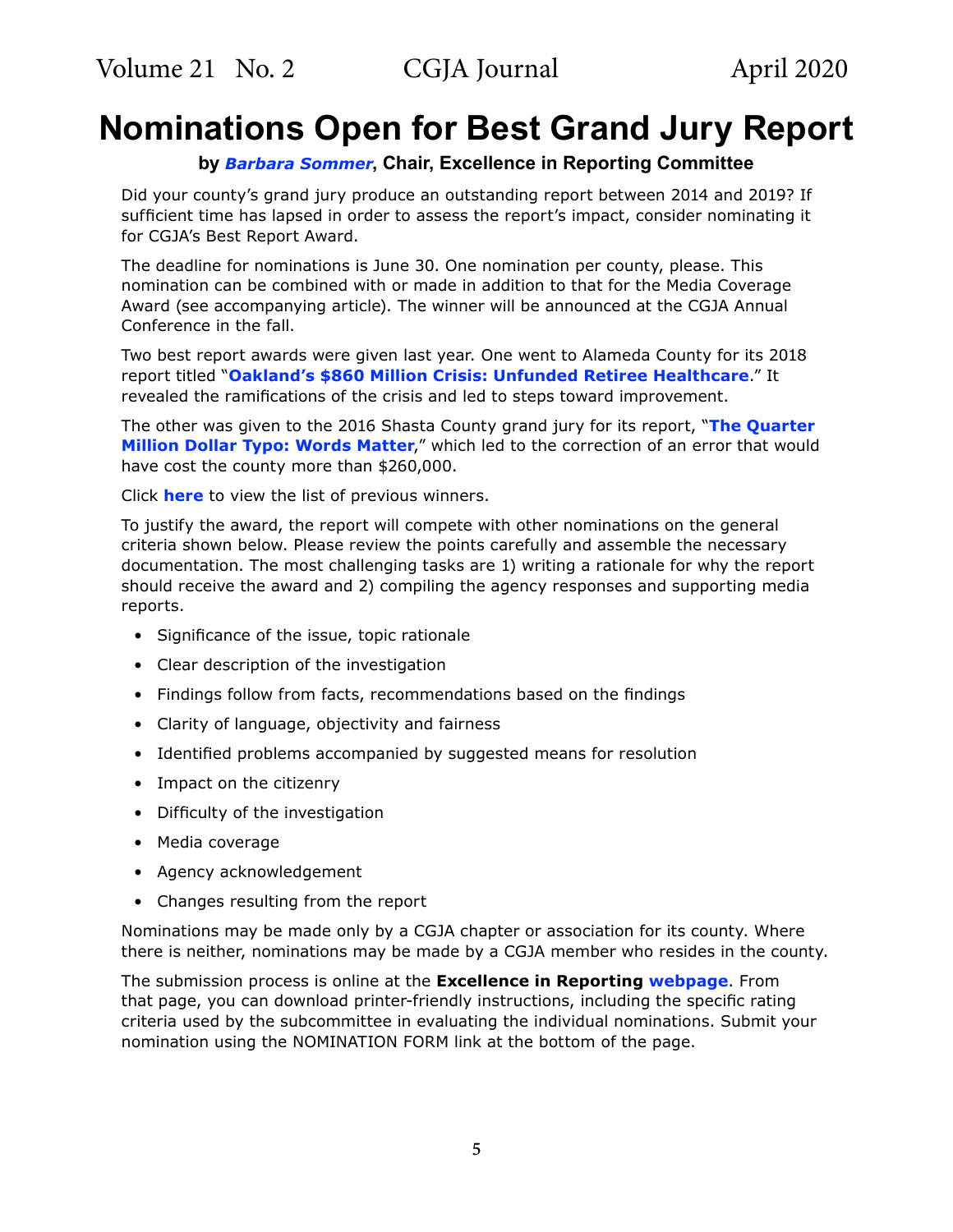# Nominations Open for Best Grand Jury Report

**by *Barbara Sommer*, Chair, Excellence in Reporting Committee**

Did your county's grand jury produce an outstanding report between 2014 and 2019? If sufficient time has lapsed in order to assess the report's impact, consider nominating it for CGJA's Best Report Award.

The deadline for nominations is June 30. One nomination per county, please. This nomination can be combined with or made in addition to that for the Media Coverage Award (see accompanying article). The winner will be announced at the CGJA Annual Conference in the fall.

Two best report awards were given last year. One went to Alameda County for its 2018 report titled "**Oakland's $860 Million Crisis: Unfunded Retiree Healthcare**." It revealed the ramifications of the crisis and led to steps toward improvement.

The other was given to the 2016 Shasta County grand jury for its report, "**The Quarter Million Dollar Typo: Words Matter**," which led to the correction of an error that would have cost the county more than $260,000.

Click **here** to view the list of previous winners.

To justify the award, the report will compete with other nominations on the general criteria shown below. Please review the points carefully and assemble the necessary documentation. The most challenging tasks are 1) writing a rationale for why the report should receive the award and 2) compiling the agency responses and supporting media reports.

- Significance of the issue, topic rationale
- Clear description of the investigation
- Findings follow from facts, recommendations based on the findings
- Clarity of language, objectivity and fairness
- Identified problems accompanied by suggested means for resolution
- Impact on the citizenry
- Difficulty of the investigation
- Media coverage
- Agency acknowledgement
- Changes resulting from the report

Nominations may be made only by a CGJA chapter or association for its county. Where there is neither, nominations may be made by a CGJA member who resides in the county.

The submission process is online at the **Excellence in Reporting webpage**. From that page, you can download printer-friendly instructions, including the specific rating criteria used by the subcommittee in evaluating the individual nominations. Submit your nomination using the NOMINATION FORM link at the bottom of the page.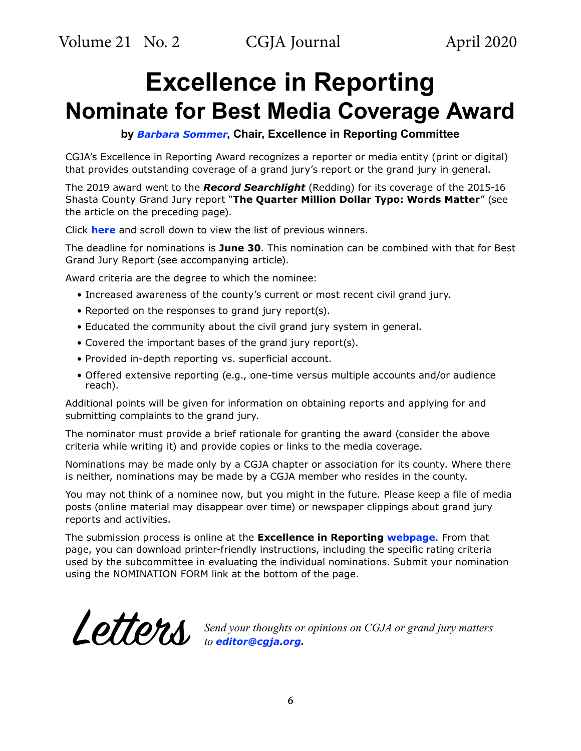# Excellence in Reporting
# Nominate for Best Media Coverage Award

**by *Barbara Sommer*, Chair, Excellence in Reporting Committee**

CGJA's Excellence in Reporting Award recognizes a reporter or media entity (print or digital) that provides outstanding coverage of a grand jury's report or the grand jury in general.

The 2019 award went to the ***Record Searchlight*** (Redding) for its coverage of the 2015-16 Shasta County Grand Jury report "**The Quarter Million Dollar Typo: Words Matter**" (see the article on the preceding page).

Click **here** and scroll down to view the list of previous winners.

The deadline for nominations is **June 30**. This nomination can be combined with that for Best Grand Jury Report (see accompanying article).

Award criteria are the degree to which the nominee:

- Increased awareness of the county's current or most recent civil grand jury.
- Reported on the responses to grand jury report(s).
- Educated the community about the civil grand jury system in general.
- Covered the important bases of the grand jury report(s).
- Provided in-depth reporting vs. superficial account.
- Offered extensive reporting (e.g., one-time versus multiple accounts and/or audience reach).

Additional points will be given for information on obtaining reports and applying for and submitting complaints to the grand jury.

The nominator must provide a brief rationale for granting the award (consider the above criteria while writing it) and provide copies or links to the media coverage.

Nominations may be made only by a CGJA chapter or association for its county. Where there is neither, nominations may be made by a CGJA member who resides in the county.

You may not think of a nominee now, but you might in the future. Please keep a file of media posts (online material may disappear over time) or newspaper clippings about grand jury reports and activities.

The submission process is online at the **Excellence in Reporting webpage**. From that page, you can download printer-friendly instructions, including the specific rating criteria used by the subcommittee in evaluating the individual nominations. Submit your nomination using the NOMINATION FORM link at the bottom of the page.

## Letters

*Send your thoughts or opinions on CGJA or grand jury matters to **editor@cgja.org**.*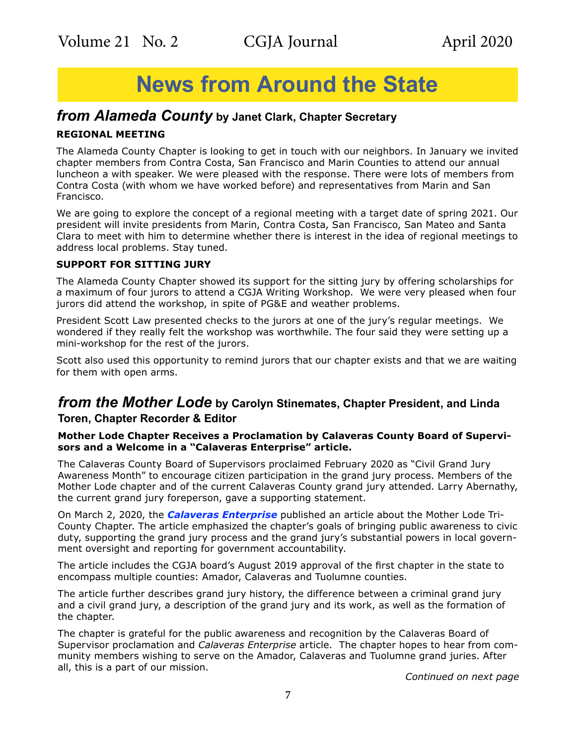# News from Around the State

## *from Alameda County* by Janet Clark, Chapter Secretary

### REGIONAL MEETING

The Alameda County Chapter is looking to get in touch with our neighbors. In January we invited chapter members from Contra Costa, San Francisco and Marin Counties to attend our annual luncheon a with speaker. We were pleased with the response. There were lots of members from Contra Costa (with whom we have worked before) and representatives from Marin and San Francisco.

We are going to explore the concept of a regional meeting with a target date of spring 2021. Our president will invite presidents from Marin, Contra Costa, San Francisco, San Mateo and Santa Clara to meet with him to determine whether there is interest in the idea of regional meetings to address local problems. Stay tuned.

### SUPPORT FOR SITTING JURY

The Alameda County Chapter showed its support for the sitting jury by offering scholarships for a maximum of four jurors to attend a CGJA Writing Workshop. We were very pleased when four jurors did attend the workshop, in spite of PG&E and weather problems.

President Scott Law presented checks to the jurors at one of the jury's regular meetings. We wondered if they really felt the workshop was worthwhile. The four said they were setting up a mini-workshop for the rest of the jurors.

Scott also used this opportunity to remind jurors that our chapter exists and that we are waiting for them with open arms.

## *from the Mother Lode* by Carolyn Stinemates, Chapter President, and Linda Toren, Chapter Recorder & Editor

### Mother Lode Chapter Receives a Proclamation by Calaveras County Board of Supervisors and a Welcome in a "Calaveras Enterprise" article.

The Calaveras County Board of Supervisors proclaimed February 2020 as "Civil Grand Jury Awareness Month" to encourage citizen participation in the grand jury process. Members of the Mother Lode chapter and of the current Calaveras County grand jury attended. Larry Abernathy, the current grand jury foreperson, gave a supporting statement.

On March 2, 2020, the ***Calaveras Enterprise*** published an article about the Mother Lode Tri-County Chapter. The article emphasized the chapter's goals of bringing public awareness to civic duty, supporting the grand jury process and the grand jury's substantial powers in local government oversight and reporting for government accountability.

The article includes the CGJA board's August 2019 approval of the first chapter in the state to encompass multiple counties: Amador, Calaveras and Tuolumne counties.

The article further describes grand jury history, the difference between a criminal grand jury and a civil grand jury, a description of the grand jury and its work, as well as the formation of the chapter.

The chapter is grateful for the public awareness and recognition by the Calaveras Board of Supervisor proclamation and *Calaveras Enterprise* article. The chapter hopes to hear from community members wishing to serve on the Amador, Calaveras and Tuolumne grand juries. After all, this is a part of our mission.

*Continued on next page*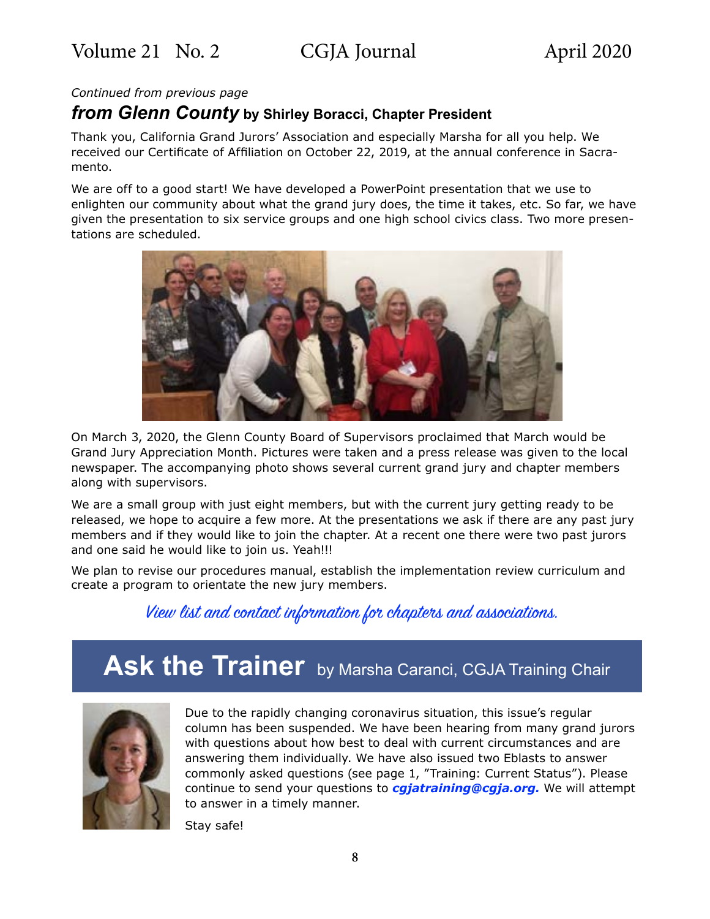*Continued from previous page*

## ***from Glenn County*** by Shirley Boracci, Chapter President

Thank you, California Grand Jurors' Association and especially Marsha for all you help. We received our Certificate of Affiliation on October 22, 2019, at the annual conference in Sacramento.

We are off to a good start! We have developed a PowerPoint presentation that we use to enlighten our community about what the grand jury does, the time it takes, etc. So far, we have given the presentation to six service groups and one high school civics class. Two more presentations are scheduled.

On March 3, 2020, the Glenn County Board of Supervisors proclaimed that March would be Grand Jury Appreciation Month. Pictures were taken and a press release was given to the local newspaper. The accompanying photo shows several current grand jury and chapter members along with supervisors.

We are a small group with just eight members, but with the current jury getting ready to be released, we hope to acquire a few more. At the presentations we ask if there are any past jury members and if they would like to join the chapter. At a recent one there were two past jurors and one said he would like to join us. Yeah!!!

We plan to revise our procedures manual, establish the implementation review curriculum and create a program to orientate the new jury members.

*View list and contact information for chapters and associations.*

# Ask the Trainer by Marsha Caranci, CGJA Training Chair

Due to the rapidly changing coronavirus situation, this issue's regular column has been suspended. We have been hearing from many grand jurors with questions about how best to deal with current circumstances and are answering them individually. We have also issued two Eblasts to answer commonly asked questions (see page 1, "Training: Current Status"). Please continue to send your questions to ***cgjatraining@cgja.org.*** We will attempt to answer in a timely manner.

Stay safe!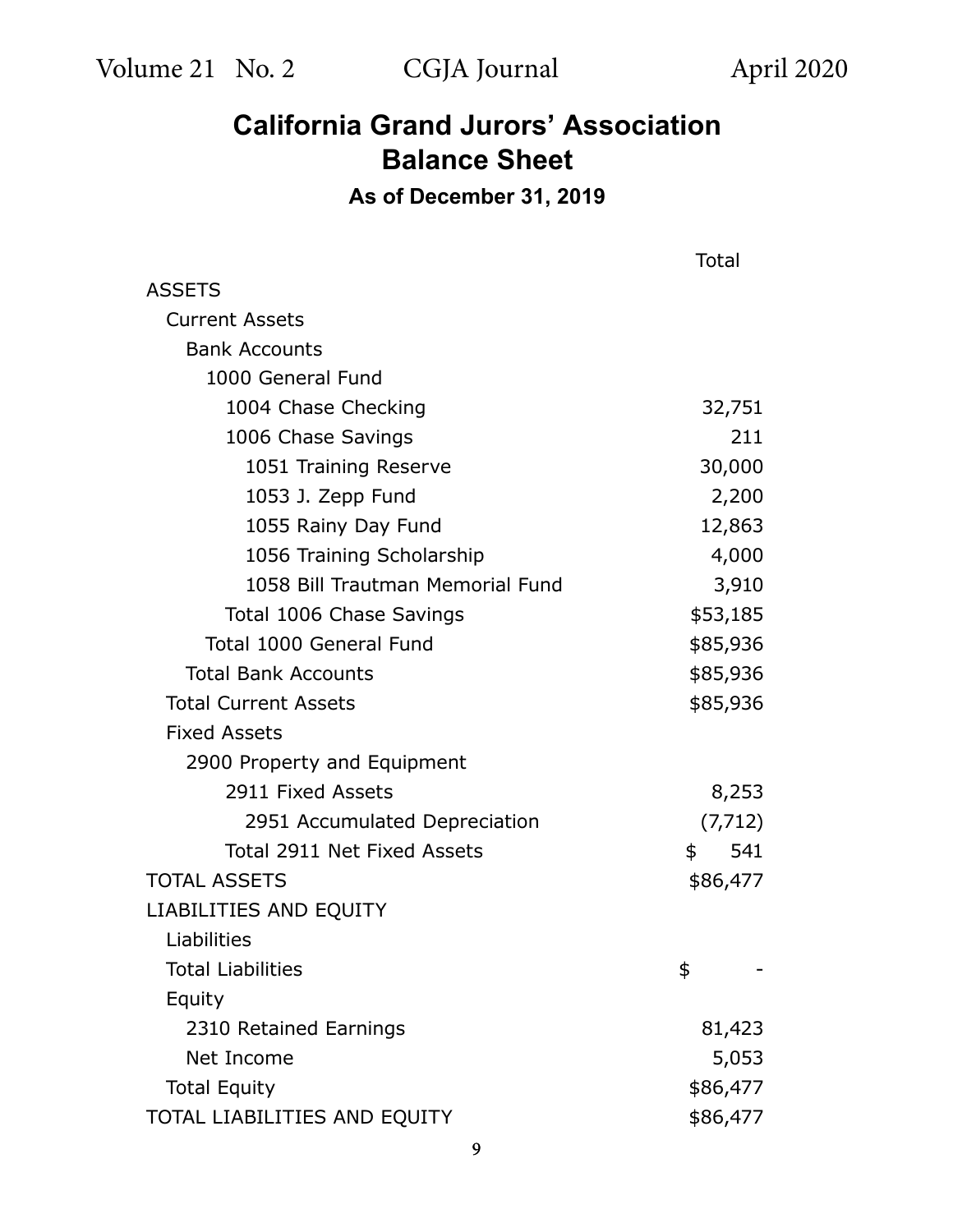# California Grand Jurors' Association
# Balance Sheet

### As of December 31, 2019

| | Total |
|---|---|
| ASSETS | |
| Current Assets | |
| Bank Accounts | |
| 1000 General Fund | |
| 1004 Chase Checking | 32,751 |
| 1006 Chase Savings | 211 |
| 1051 Training Reserve | 30,000 |
| 1053 J. Zepp Fund | 2,200 |
| 1055 Rainy Day Fund | 12,863 |
| 1056 Training Scholarship | 4,000 |
| 1058 Bill Trautman Memorial Fund | 3,910 |
| Total 1006 Chase Savings | $53,185 |
| Total 1000 General Fund | $85,936 |
| Total Bank Accounts | $85,936 |
| Total Current Assets | $85,936 |
| Fixed Assets | |
| 2900 Property and Equipment | |
| 2911 Fixed Assets | 8,253 |
| 2951 Accumulated Depreciation | (7,712) |
| Total 2911 Net Fixed Assets | $ 541 |
| TOTAL ASSETS | $86,477 |
| LIABILITIES AND EQUITY | |
| Liabilities | |
| Total Liabilities | $ - |
| Equity | |
| 2310 Retained Earnings | 81,423 |
| Net Income | 5,053 |
| Total Equity | $86,477 |
| TOTAL LIABILITIES AND EQUITY | $86,477 |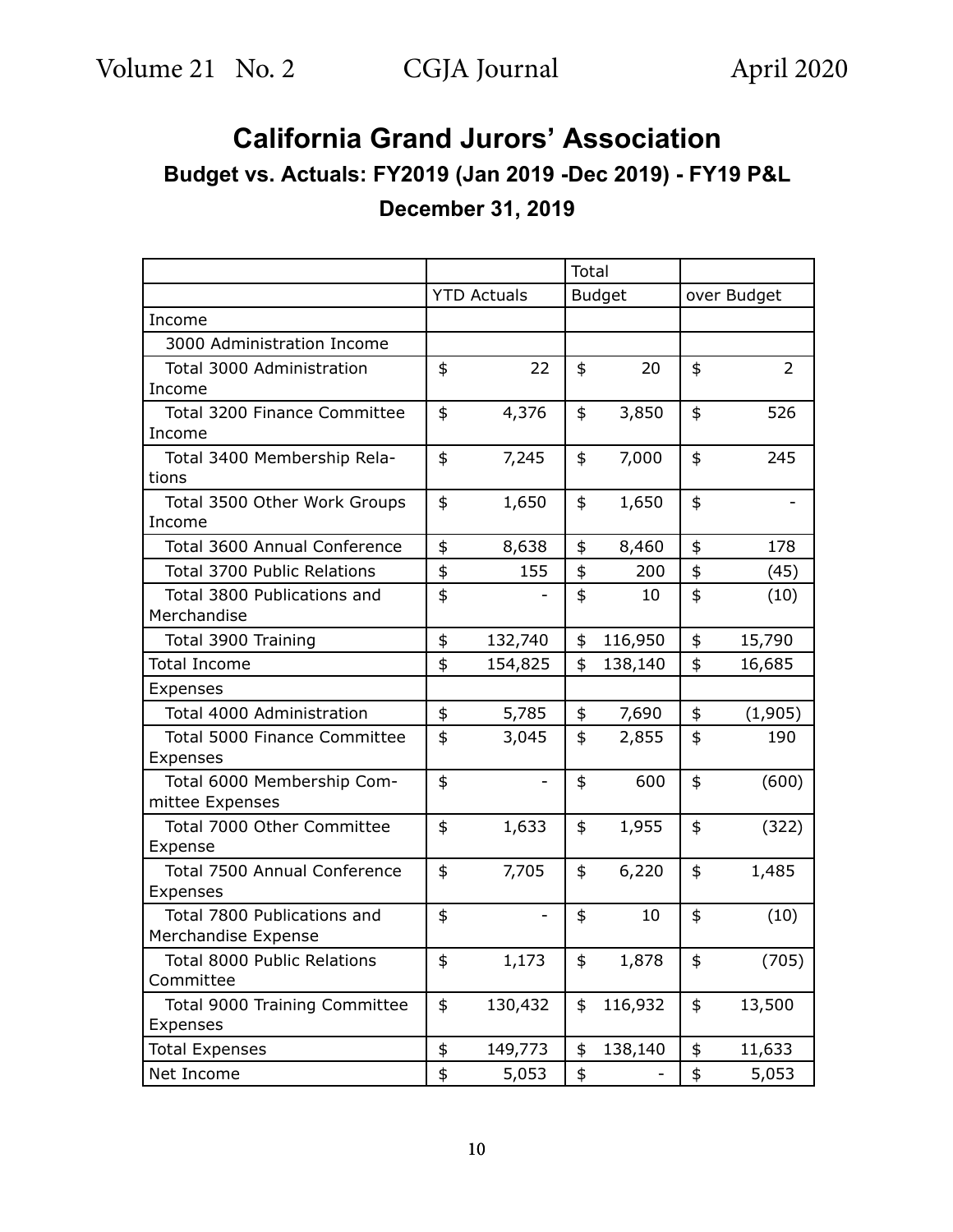# California Grand Jurors' Association

## Budget vs. Actuals: FY2019 (Jan 2019 -Dec 2019) - FY19 P&L

## December 31, 2019

| | | Total | |
|---|---|---|---|
| | YTD Actuals | Budget | over Budget |
| Income | | | |
| 3000 Administration Income | | | |
| Total 3000 Administration Income | $ 22 | $ 20 | $ 2 |
| Total 3200 Finance Committee Income | $ 4,376 | $ 3,850 | $ 526 |
| Total 3400 Membership Relations | $ 7,245 | $ 7,000 | $ 245 |
| Total 3500 Other Work Groups Income | $ 1,650 | $ 1,650 | $ - |
| Total 3600 Annual Conference | $ 8,638 | $ 8,460 | $ 178 |
| Total 3700 Public Relations | $ 155 | $ 200 | $ (45) |
| Total 3800 Publications and Merchandise | $ - | $ 10 | $ (10) |
| Total 3900 Training | $ 132,740 | $ 116,950 | $ 15,790 |
| Total Income | $ 154,825 | $ 138,140 | $ 16,685 |
| Expenses | | | |
| Total 4000 Administration | $ 5,785 | $ 7,690 | $ (1,905) |
| Total 5000 Finance Committee Expenses | $ 3,045 | $ 2,855 | $ 190 |
| Total 6000 Membership Committee Expenses | $ - | $ 600 | $ (600) |
| Total 7000 Other Committee Expense | $ 1,633 | $ 1,955 | $ (322) |
| Total 7500 Annual Conference Expenses | $ 7,705 | $ 6,220 | $ 1,485 |
| Total 7800 Publications and Merchandise Expense | $ - | $ 10 | $ (10) |
| Total 8000 Public Relations Committee | $ 1,173 | $ 1,878 | $ (705) |
| Total 9000 Training Committee Expenses | $ 130,432 | $ 116,932 | $ 13,500 |
| Total Expenses | $ 149,773 | $ 138,140 | $ 11,633 |
| Net Income | $ 5,053 | $ - | $ 5,053 |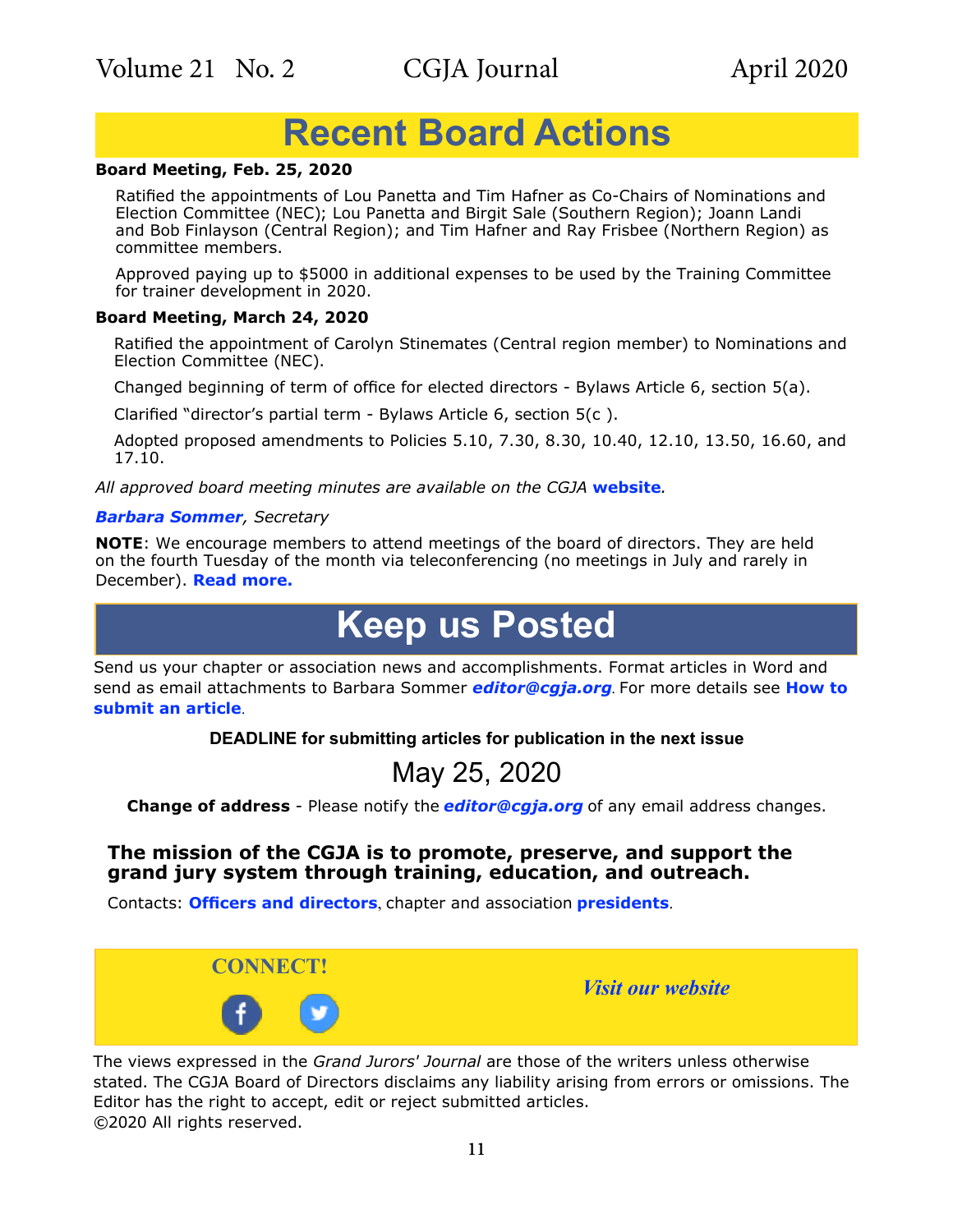# Recent Board Actions

**Board Meeting, Feb. 25, 2020**

Ratified the appointments of Lou Panetta and Tim Hafner as Co-Chairs of Nominations and Election Committee (NEC); Lou Panetta and Birgit Sale (Southern Region); Joann Landi and Bob Finlayson (Central Region); and Tim Hafner and Ray Frisbee (Northern Region) as committee members.

Approved paying up to $5000 in additional expenses to be used by the Training Committee for trainer development in 2020.

**Board Meeting, March 24, 2020**

Ratified the appointment of Carolyn Stinemates (Central region member) to Nominations and Election Committee (NEC).

Changed beginning of term of office for elected directors - Bylaws Article 6, section 5(a).

Clarified "director's partial term - Bylaws Article 6, section 5(c ).

Adopted proposed amendments to Policies 5.10, 7.30, 8.30, 10.40, 12.10, 13.50, 16.60, and 17.10.

*All approved board meeting minutes are available on the CGJA **website**.*

***Barbara Sommer**, Secretary*

**NOTE**: We encourage members to attend meetings of the board of directors. They are held on the fourth Tuesday of the month via teleconferencing (no meetings in July and rarely in December). **Read more.**

# Keep us Posted

Send us your chapter or association news and accomplishments. Format articles in Word and send as email attachments to Barbara Sommer ***editor@cgja.org***. For more details see **How to submit an article**.

**DEADLINE for submitting articles for publication in the next issue**

May 25, 2020

**Change of address** - Please notify the ***editor@cgja.org*** of any email address changes.

**The mission of the CGJA is to promote, preserve, and support the grand jury system through training, education, and outreach.**

Contacts: **Officers and directors**, chapter and association **presidents**.

**CONNECT!**

***Visit our website***

The views expressed in the *Grand Jurors' Journal* are those of the writers unless otherwise stated. The CGJA Board of Directors disclaims any liability arising from errors or omissions. The Editor has the right to accept, edit or reject submitted articles.
©2020 All rights reserved.